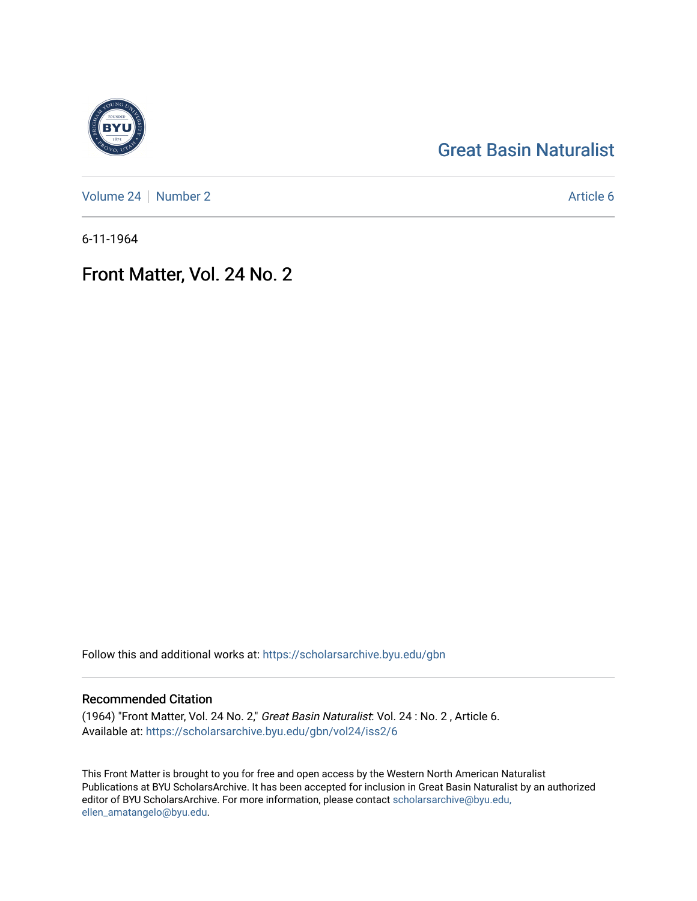Great Basin Naturalist

Volume 24 | Number 2 — Article 6

6-11-1964

# Front Matter, Vol. 24 No. 2

Follow this and additional works at: https://scholarsarchive.byu.edu/gbn

## Recommended Citation

(1964) "Front Matter, Vol. 24 No. 2," *Great Basin Naturalist*: Vol. 24 : No. 2 , Article 6.
Available at: https://scholarsarchive.byu.edu/gbn/vol24/iss2/6

This Front Matter is brought to you for free and open access by the Western North American Naturalist Publications at BYU ScholarsArchive. It has been accepted for inclusion in Great Basin Naturalist by an authorized editor of BYU ScholarsArchive. For more information, please contact scholarsarchive@byu.edu, ellen_amatangelo@byu.edu.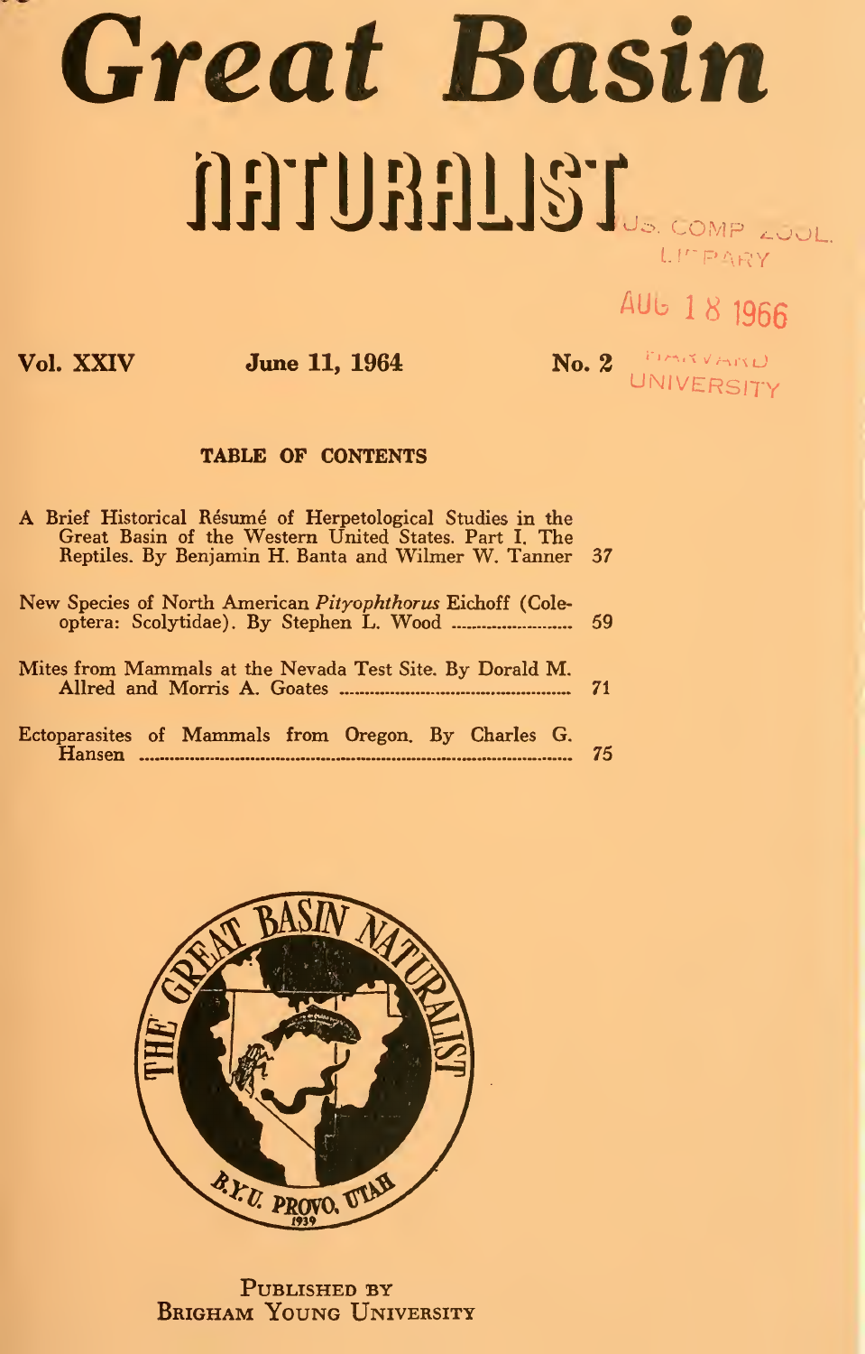# Great Basin NATURALIST

MUS. COMP. ZOOL. LIBRARY

AUG 18 1966

HARVARD UNIVERSITY

**Vol. XXIV** **June 11, 1964** **No. 2**

## TABLE OF CONTENTS

| | |
|---|---|
| A Brief Historical Résumé of Herpetological Studies in the Great Basin of the Western United States. Part I. The Reptiles. By Benjamin H. Banta and Wilmer W. Tanner | 37 |
| New Species of North American *Pityophthorus* Eichoff (Coleoptera: Scolytidae). By Stephen L. Wood | 59 |
| Mites from Mammals at the Nevada Test Site. By Dorald M. Allred and Morris A. Goates | 71 |
| Ectoparasites of Mammals from Oregon. By Charles G. Hansen | 75 |

PUBLISHED BY
BRIGHAM YOUNG UNIVERSITY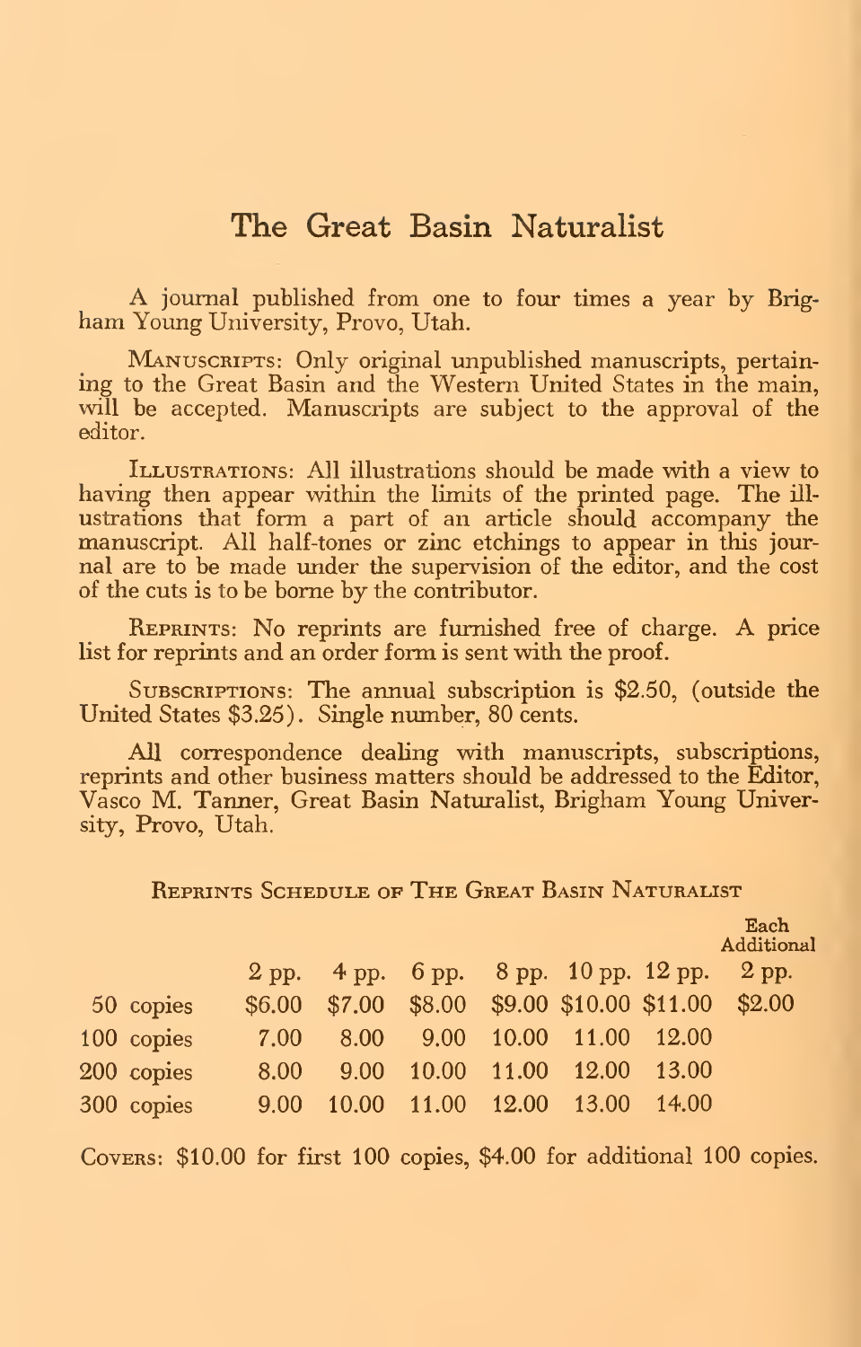# The Great Basin Naturalist

A journal published from one to four times a year by Brigham Young University, Provo, Utah.

MANUSCRIPTS: Only original unpublished manuscripts, pertaining to the Great Basin and the Western United States in the main, will be accepted. Manuscripts are subject to the approval of the editor.

ILLUSTRATIONS: All illustrations should be made with a view to having then appear within the limits of the printed page. The illustrations that form a part of an article should accompany the manuscript. All half-tones or zinc etchings to appear in this journal are to be made under the supervision of the editor, and the cost of the cuts is to be borne by the contributor.

REPRINTS: No reprints are furnished free of charge. A price list for reprints and an order form is sent with the proof.

SUBSCRIPTIONS: The annual subscription is $2.50, (outside the United States $3.25). Single number, 80 cents.

All correspondence dealing with manuscripts, subscriptions, reprints and other business matters should be addressed to the Editor, Vasco M. Tanner, Great Basin Naturalist, Brigham Young University, Provo, Utah.

REPRINTS SCHEDULE OF THE GREAT BASIN NATURALIST

| | 2 pp. | 4 pp. | 6 pp. | 8 pp. | 10 pp. | 12 pp. | Each Additional 2 pp. |
|---|---|---|---|---|---|---|---|
| 50 copies | $6.00 | $7.00 | $8.00 | $9.00 | $10.00 | $11.00 | $2.00 |
| 100 copies | 7.00 | 8.00 | 9.00 | 10.00 | 11.00 | 12.00 | |
| 200 copies | 8.00 | 9.00 | 10.00 | 11.00 | 12.00 | 13.00 | |
| 300 copies | 9.00 | 10.00 | 11.00 | 12.00 | 13.00 | 14.00 | |

COVERS: $10.00 for first 100 copies, $4.00 for additional 100 copies.